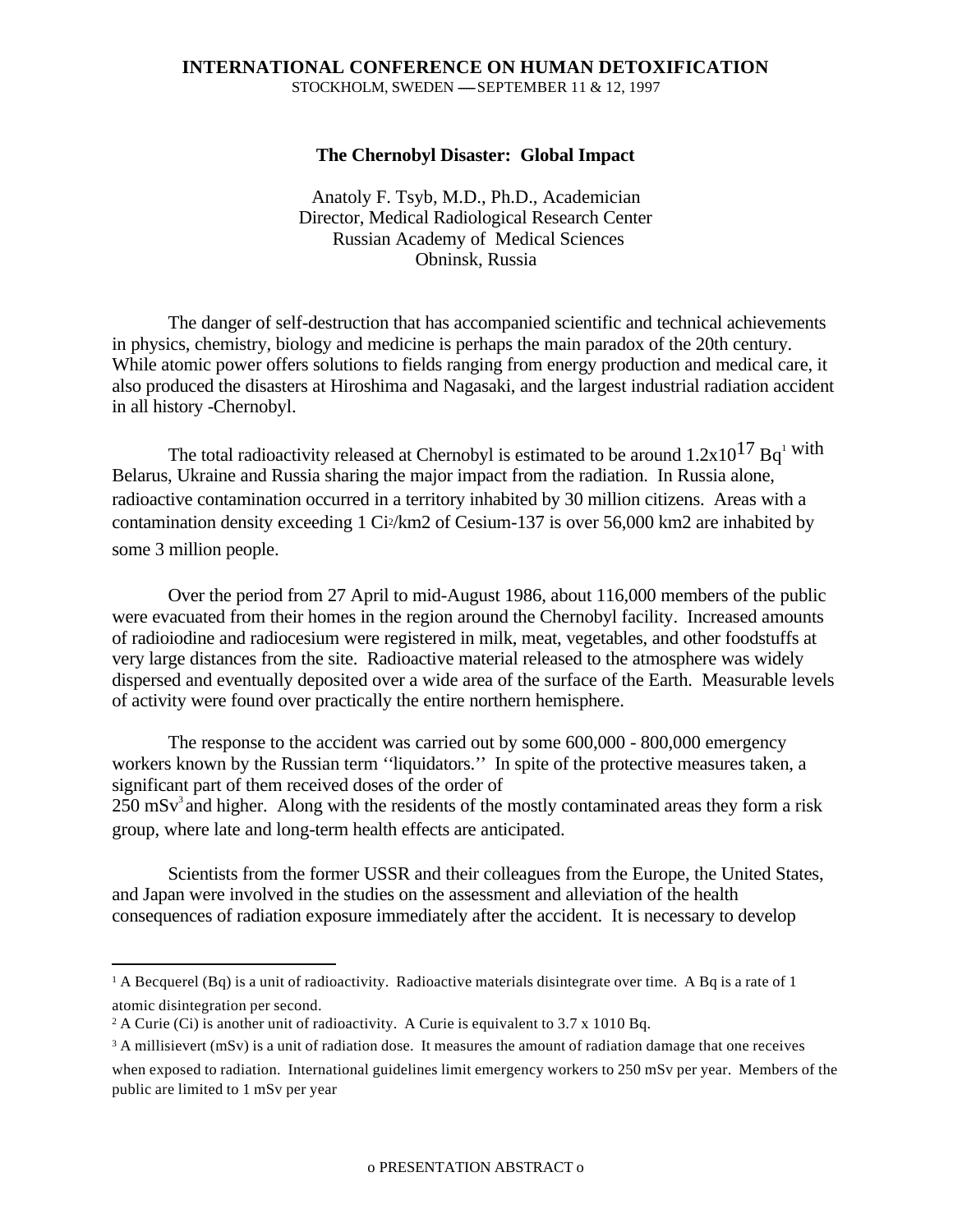**INTERNATIONAL CONFERENCE ON HUMAN DETOXIFICATION**
STOCKHOLM, SWEDEN — SEPTEMBER 11 & 12, 1997

# The Chernobyl Disaster: Global Impact

Anatoly F. Tsyb, M.D., Ph.D., Academician
Director, Medical Radiological Research Center
Russian Academy of Medical Sciences
Obninsk, Russia

The danger of self-destruction that has accompanied scientific and technical achievements in physics, chemistry, biology and medicine is perhaps the main paradox of the 20th century. While atomic power offers solutions to fields ranging from energy production and medical care, it also produced the disasters at Hiroshima and Nagasaki, and the largest industrial radiation accident in all history -Chernobyl.

The total radioactivity released at Chernobyl is estimated to be around $1.2 \times 10^{17}$ Bq[1] with Belarus, Ukraine and Russia sharing the major impact from the radiation. In Russia alone, radioactive contamination occurred in a territory inhabited by 30 million citizens. Areas with a contamination density exceeding 1 Ci[2]/km2 of Cesium-137 is over 56,000 km2 are inhabited by some 3 million people.

Over the period from 27 April to mid-August 1986, about 116,000 members of the public were evacuated from their homes in the region around the Chernobyl facility. Increased amounts of radioiodine and radiocesium were registered in milk, meat, vegetables, and other foodstuffs at very large distances from the site. Radioactive material released to the atmosphere was widely dispersed and eventually deposited over a wide area of the surface of the Earth. Measurable levels of activity were found over practically the entire northern hemisphere.

The response to the accident was carried out by some 600,000 - 800,000 emergency workers known by the Russian term ''liquidators.'' In spite of the protective measures taken, a significant part of them received doses of the order of 250 mSv[3] and higher. Along with the residents of the mostly contaminated areas they form a risk group, where late and long-term health effects are anticipated.

Scientists from the former USSR and their colleagues from the Europe, the United States, and Japan were involved in the studies on the assessment and alleviation of the health consequences of radiation exposure immediately after the accident. It is necessary to develop

---

[1] A Becquerel (Bq) is a unit of radioactivity. Radioactive materials disintegrate over time. A Bq is a rate of 1 atomic disintegration per second.

[2] A Curie (Ci) is another unit of radioactivity. A Curie is equivalent to 3.7 x 1010 Bq.

[3] A millisievert (mSv) is a unit of radiation dose. It measures the amount of radiation damage that one receives when exposed to radiation. International guidelines limit emergency workers to 250 mSv per year. Members of the public are limited to 1 mSv per year

o PRESENTATION ABSTRACT o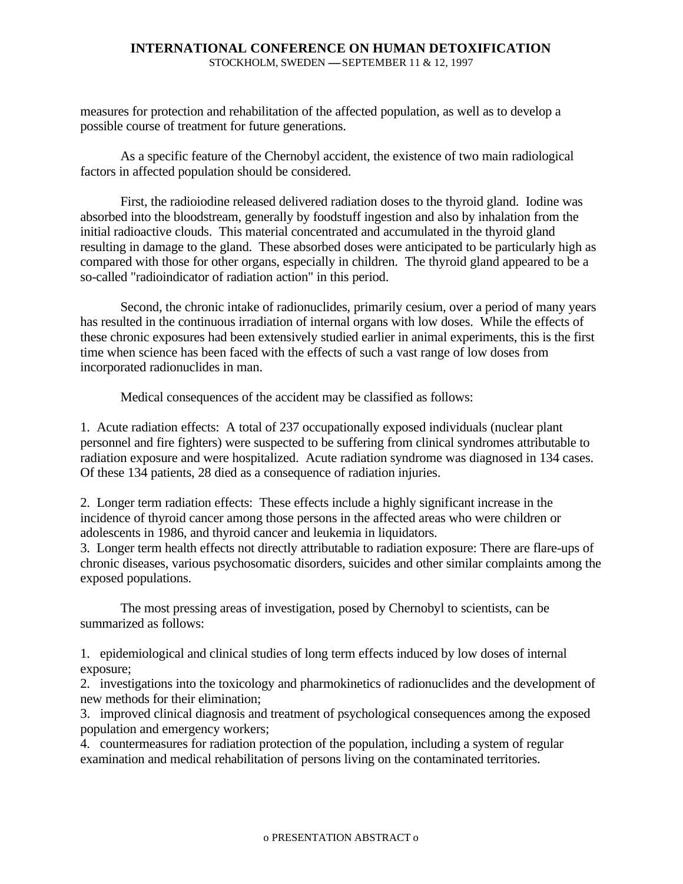measures for protection and rehabilitation of the affected population, as well as to develop a possible course of treatment for future generations.

As a specific feature of the Chernobyl accident, the existence of two main radiological factors in affected population should be considered.

First, the radioiodine released delivered radiation doses to the thyroid gland. Iodine was absorbed into the bloodstream, generally by foodstuff ingestion and also by inhalation from the initial radioactive clouds. This material concentrated and accumulated in the thyroid gland resulting in damage to the gland. These absorbed doses were anticipated to be particularly high as compared with those for other organs, especially in children. The thyroid gland appeared to be a so-called "radioindicator of radiation action" in this period.

Second, the chronic intake of radionuclides, primarily cesium, over a period of many years has resulted in the continuous irradiation of internal organs with low doses. While the effects of these chronic exposures had been extensively studied earlier in animal experiments, this is the first time when science has been faced with the effects of such a vast range of low doses from incorporated radionuclides in man.

Medical consequences of the accident may be classified as follows:

1. Acute radiation effects: A total of 237 occupationally exposed individuals (nuclear plant personnel and fire fighters) were suspected to be suffering from clinical syndromes attributable to radiation exposure and were hospitalized. Acute radiation syndrome was diagnosed in 134 cases. Of these 134 patients, 28 died as a consequence of radiation injuries.

2. Longer term radiation effects: These effects include a highly significant increase in the incidence of thyroid cancer among those persons in the affected areas who were children or adolescents in 1986, and thyroid cancer and leukemia in liquidators.

3. Longer term health effects not directly attributable to radiation exposure: There are flare-ups of chronic diseases, various psychosomatic disorders, suicides and other similar complaints among the exposed populations.

The most pressing areas of investigation, posed by Chernobyl to scientists, can be summarized as follows:

1. epidemiological and clinical studies of long term effects induced by low doses of internal exposure;
2. investigations into the toxicology and pharmokinetics of radionuclides and the development of new methods for their elimination;
3. improved clinical diagnosis and treatment of psychological consequences among the exposed population and emergency workers;
4. countermeasures for radiation protection of the population, including a system of regular examination and medical rehabilitation of persons living on the contaminated territories.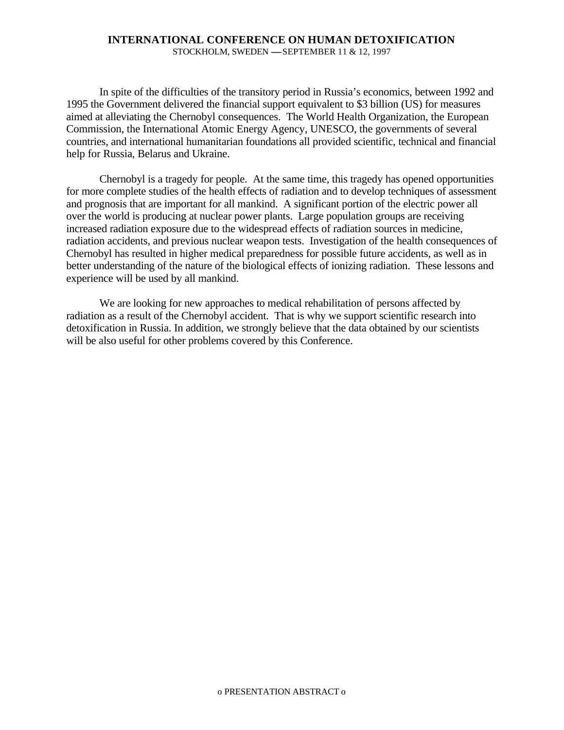In spite of the difficulties of the transitory period in Russia's economics, between 1992 and 1995 the Government delivered the financial support equivalent to $3 billion (US) for measures aimed at alleviating the Chernobyl consequences. The World Health Organization, the European Commission, the International Atomic Energy Agency, UNESCO, the governments of several countries, and international humanitarian foundations all provided scientific, technical and financial help for Russia, Belarus and Ukraine.

Chernobyl is a tragedy for people. At the same time, this tragedy has opened opportunities for more complete studies of the health effects of radiation and to develop techniques of assessment and prognosis that are important for all mankind. A significant portion of the electric power all over the world is producing at nuclear power plants. Large population groups are receiving increased radiation exposure due to the widespread effects of radiation sources in medicine, radiation accidents, and previous nuclear weapon tests. Investigation of the health consequences of Chernobyl has resulted in higher medical preparedness for possible future accidents, as well as in better understanding of the nature of the biological effects of ionizing radiation. These lessons and experience will be used by all mankind.

We are looking for new approaches to medical rehabilitation of persons affected by radiation as a result of the Chernobyl accident. That is why we support scientific research into detoxification in Russia. In addition, we strongly believe that the data obtained by our scientists will be also useful for other problems covered by this Conference.